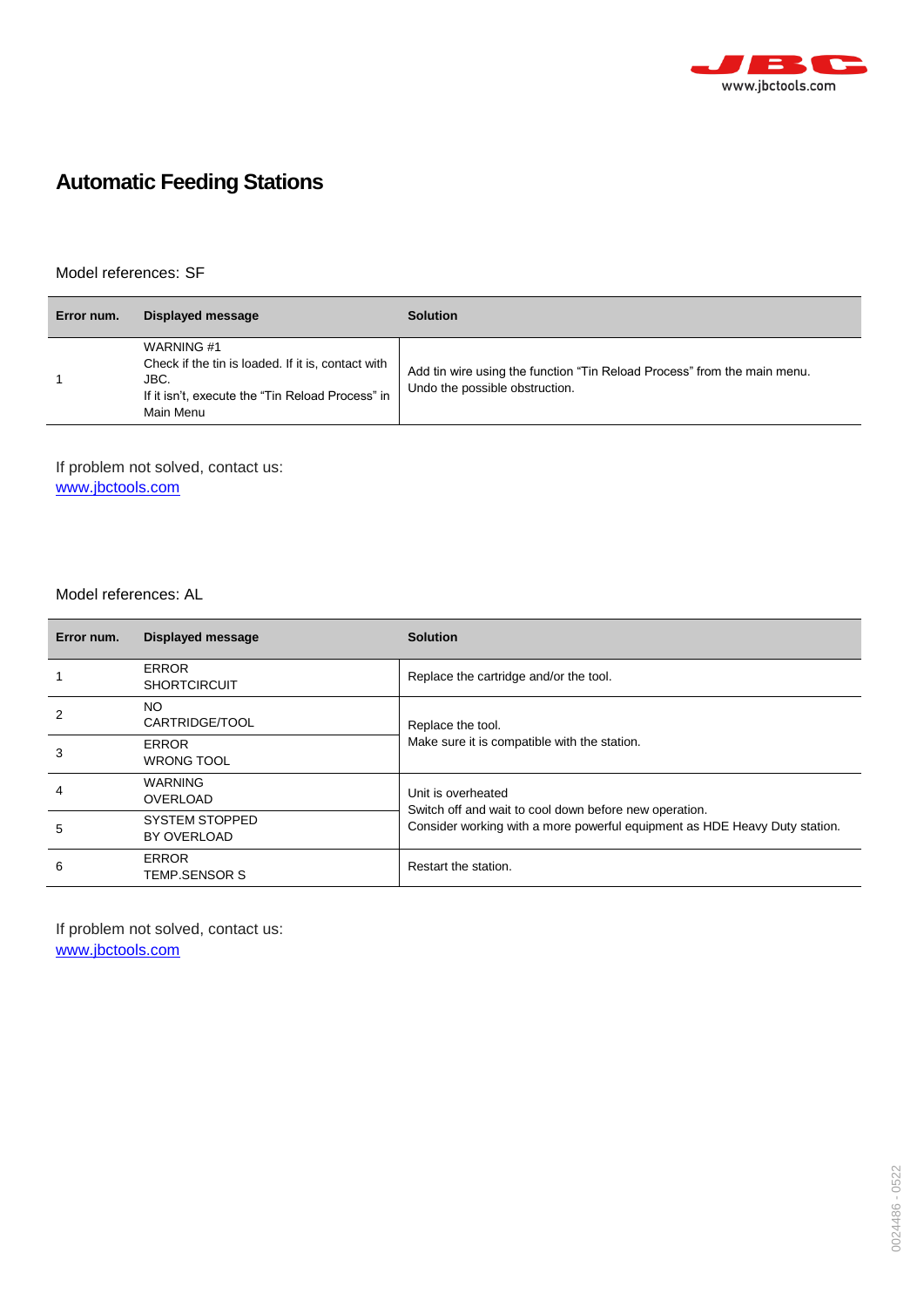# Automatic Feeding Stations

Model references: SF

| Error num. | Displayed message | Solution |
| --- | --- | --- |
| 1 | WARNING #1<br>Check if the tin is loaded. If it is, contact with JBC.<br>If it isn't, execute the "Tin Reload Process" in Main Menu | Add tin wire using the function "Tin Reload Process" from the main menu.<br>Undo the possible obstruction. |

If problem not solved, contact us:
www.jbctools.com

Model references: AL

| Error num. | Displayed message | Solution |
| --- | --- | --- |
| 1 | ERROR<br>SHORTCIRCUIT | Replace the cartridge and/or the tool. |
| 2 | NO<br>CARTRIDGE/TOOL | Replace the tool.<br>Make sure it is compatible with the station. |
| 3 | ERROR<br>WRONG TOOL | |
| 4 | WARNING<br>OVERLOAD | Unit is overheated<br>Switch off and wait to cool down before new operation.<br>Consider working with a more powerful equipment as HDE Heavy Duty station. |
| 5 | SYSTEM STOPPED<br>BY OVERLOAD | |
| 6 | ERROR<br>TEMP.SENSOR S | Restart the station. |

If problem not solved, contact us:
www.jbctools.com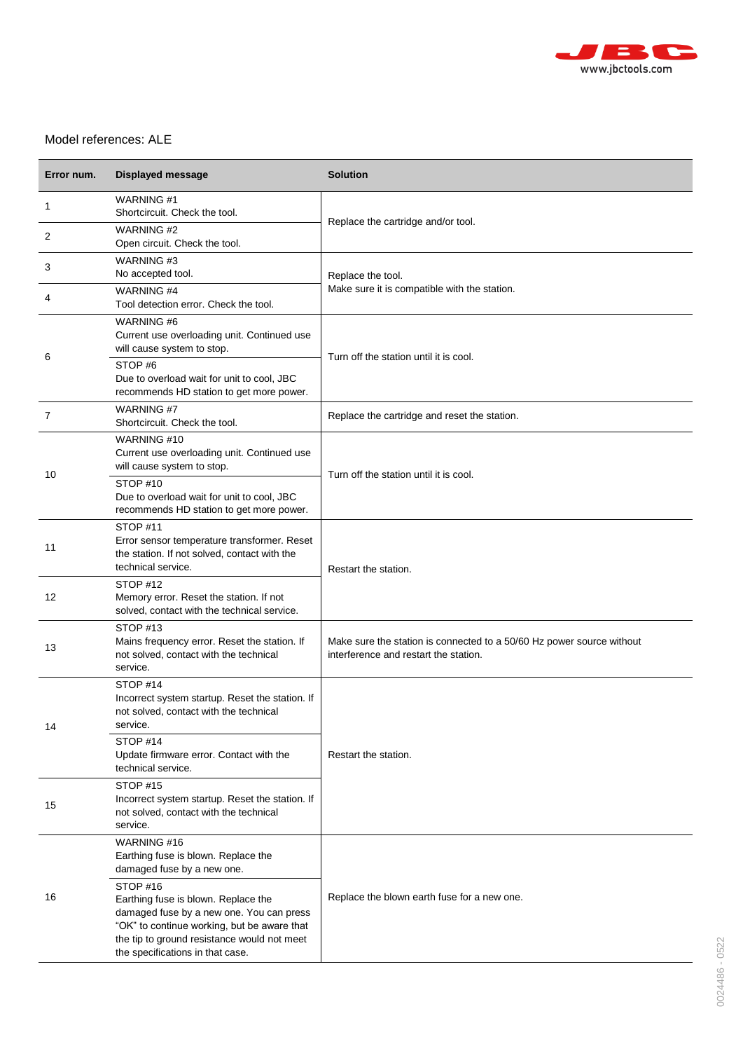Model references: ALE

| Error num. | Displayed message | Solution |
|---|---|---|
| 1 | WARNING #1<br>Shortcircuit. Check the tool. | Replace the cartridge and/or tool. |
| 2 | WARNING #2<br>Open circuit. Check the tool. | |
| 3 | WARNING #3<br>No accepted tool. | Replace the tool.<br>Make sure it is compatible with the station. |
| 4 | WARNING #4<br>Tool detection error. Check the tool. | |
| 6 | WARNING #6<br>Current use overloading unit. Continued use will cause system to stop. | Turn off the station until it is cool. |
| | STOP #6<br>Due to overload wait for unit to cool, JBC recommends HD station to get more power. | |
| 7 | WARNING #7<br>Shortcircuit. Check the tool. | Replace the cartridge and reset the station. |
| 10 | WARNING #10<br>Current use overloading unit. Continued use will cause system to stop. | Turn off the station until it is cool. |
| | STOP #10<br>Due to overload wait for unit to cool, JBC recommends HD station to get more power. | |
| 11 | STOP #11<br>Error sensor temperature transformer. Reset the station. If not solved, contact with the technical service. | Restart the station. |
| 12 | STOP #12<br>Memory error. Reset the station. If not solved, contact with the technical service. | |
| 13 | STOP #13<br>Mains frequency error. Reset the station. If not solved, contact with the technical service. | Make sure the station is connected to a 50/60 Hz power source without interference and restart the station. |
| 14 | STOP #14<br>Incorrect system startup. Reset the station. If not solved, contact with the technical service. | Restart the station. |
| | STOP #14<br>Update firmware error. Contact with the technical service. | |
| 15 | STOP #15<br>Incorrect system startup. Reset the station. If not solved, contact with the technical service. | |
| 16 | WARNING #16<br>Earthing fuse is blown. Replace the damaged fuse by a new one. | Replace the blown earth fuse for a new one. |
| | STOP #16<br>Earthing fuse is blown. Replace the damaged fuse by a new one. You can press "OK" to continue working, but be aware that the tip to ground resistance would not meet the specifications in that case. | |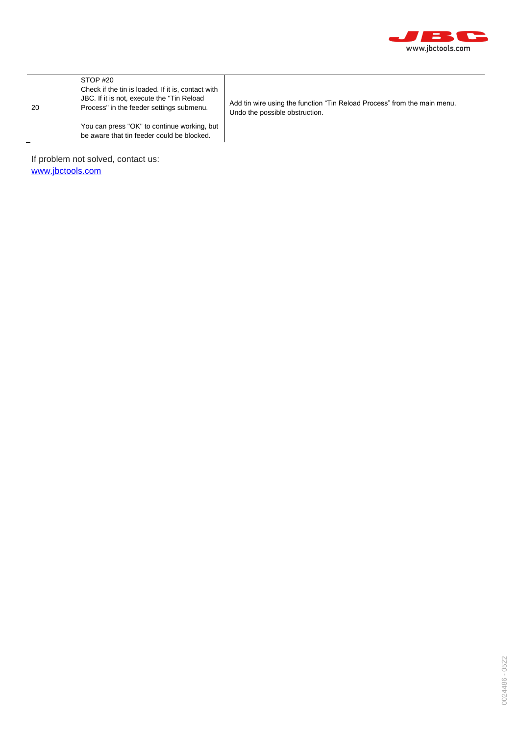| | | |
|---|---|---|
| 20 | STOP #20<br>Check if the tin is loaded. If it is, contact with JBC. If it is not, execute the "Tin Reload Process" in the feeder settings submenu.<br><br>You can press "OK" to continue working, but be aware that tin feeder could be blocked. | Add tin wire using the function "Tin Reload Process" from the main menu. Undo the possible obstruction. |

If problem not solved, contact us:
[www.jbctools.com](www.jbctools.com)

0024486 - 0522